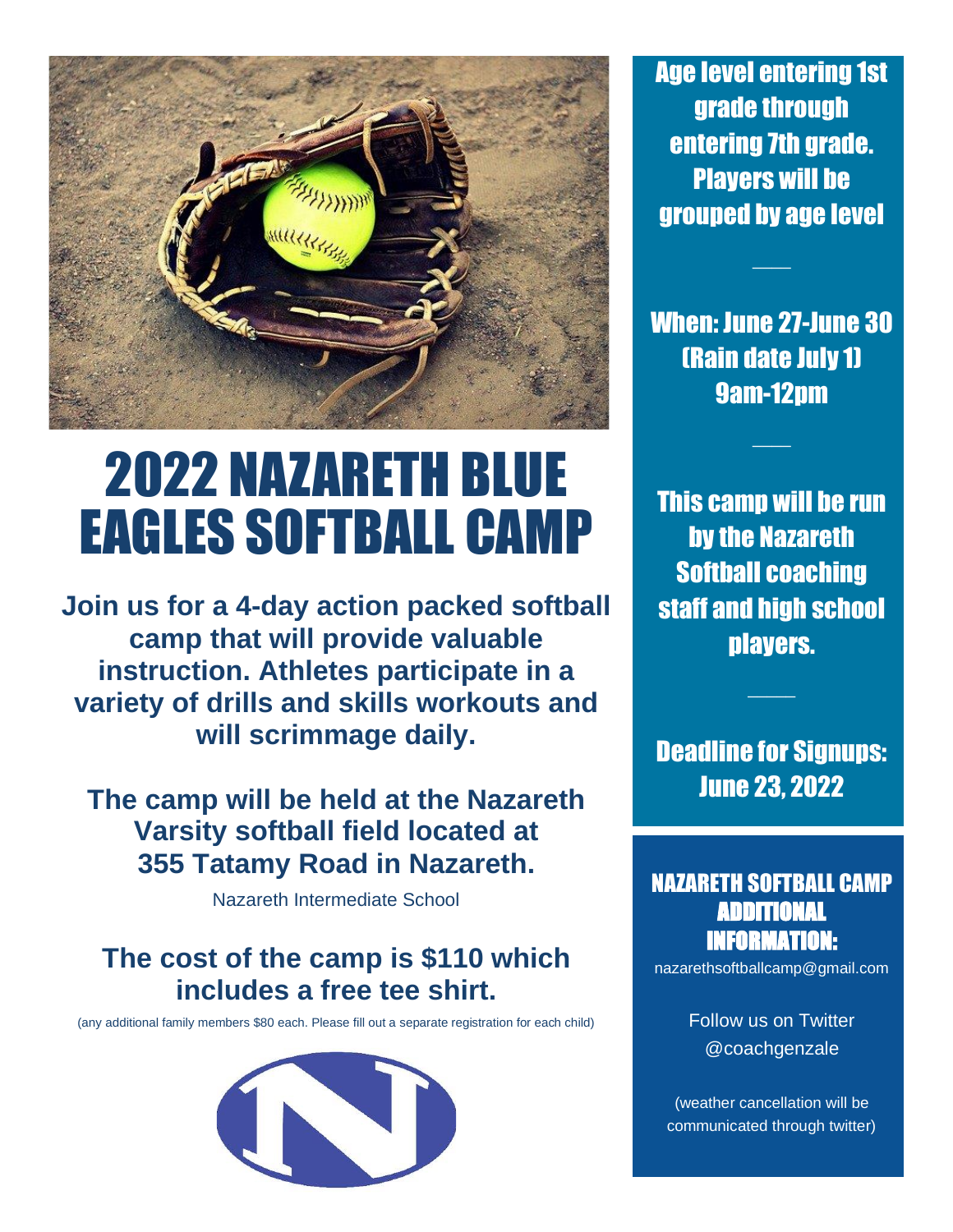# 2022 NAZARETH BLUE EAGLES SOFTBALL CAMP

**Join us for a 4-day action packed softball camp that will provide valuable instruction. Athletes participate in a variety of drills and skills workouts and will scrimmage daily.**

**The camp will be held at the Nazareth Varsity softball field located at 355 Tatamy Road in Nazareth.**

Nazareth Intermediate School

**The cost of the camp is $110 which includes a free tee shirt.**

(any additional family members $80 each. Please fill out a separate registration for each child)

**Age level entering 1st grade through entering 7th grade. Players will be grouped by age level**

**When: June 27-June 30 (Rain date July 1) 9am-12pm**

**This camp will be run by the Nazareth Softball coaching staff and high school players.**

**Deadline for Signups: June 23, 2022**

## NAZARETH SOFTBALL CAMP ADDITIONAL INFORMATION:

nazarethsoftballcamp@gmail.com

Follow us on Twitter @coachgenzale

(weather cancellation will be communicated through twitter)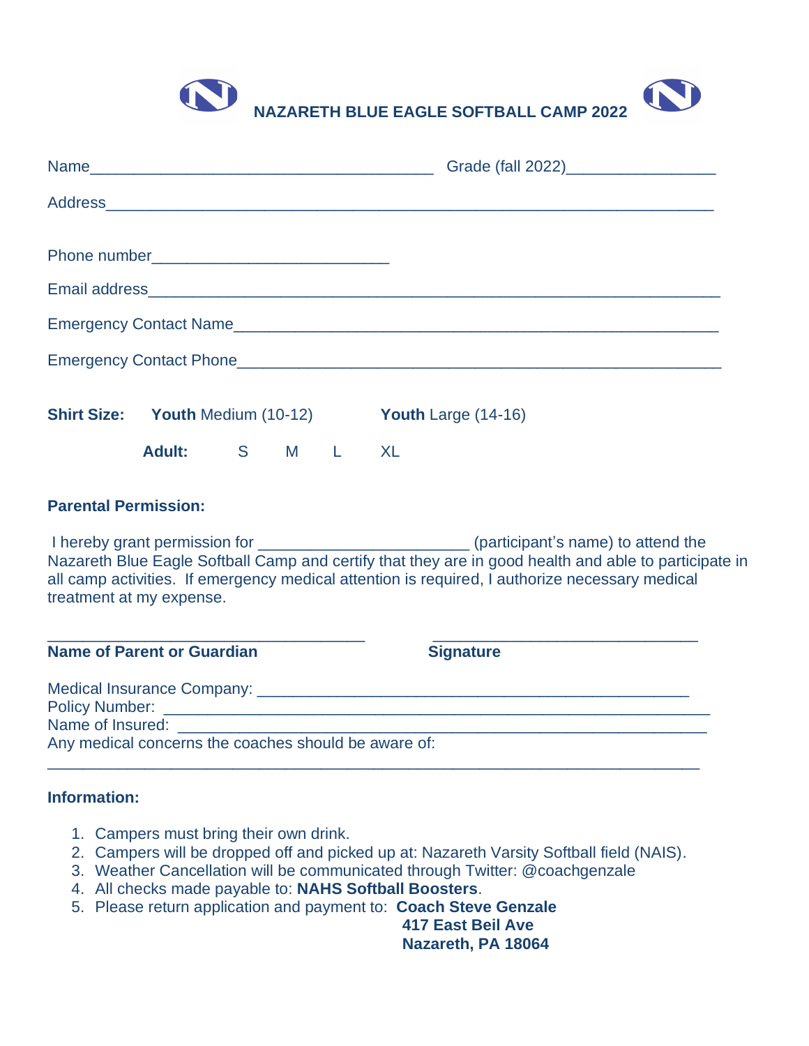# NAZARETH BLUE EAGLE SOFTBALL CAMP 2022

Name_______________________________________ Grade (fall 2022)________________

Address____________________________________________________________________

Phone number___________________________

Email address________________________________________________________________

Emergency Contact Name______________________________________________________

Emergency Contact Phone_____________________________________________________

**Shirt Size:** **Youth** Medium (10-12) **Youth** Large (14-16)

**Adult:** S M L XL

**Parental Permission:**

I hereby grant permission for _______________________ (participant's name) to attend the Nazareth Blue Eagle Softball Camp and certify that they are in good health and able to participate in all camp activities. If emergency medical attention is required, I authorize necessary medical treatment at my expense.

____________________________________ ______________________________

**Name of Parent or Guardian** **Signature**

Medical Insurance Company: ________________________________________________
Policy Number: ____________________________________________________________
Name of Insured: ___________________________________________________________
Any medical concerns the coaches should be aware of:
__________________________________________________________________________

**Information:**

1. Campers must bring their own drink.
2. Campers will be dropped off and picked up at: Nazareth Varsity Softball field (NAIS).
3. Weather Cancellation will be communicated through Twitter: @coachgenzale
4. All checks made payable to: **NAHS Softball Boosters**.
5. Please return application and payment to: **Coach Steve Genzale**
   **417 East Beil Ave**
   **Nazareth, PA 18064**